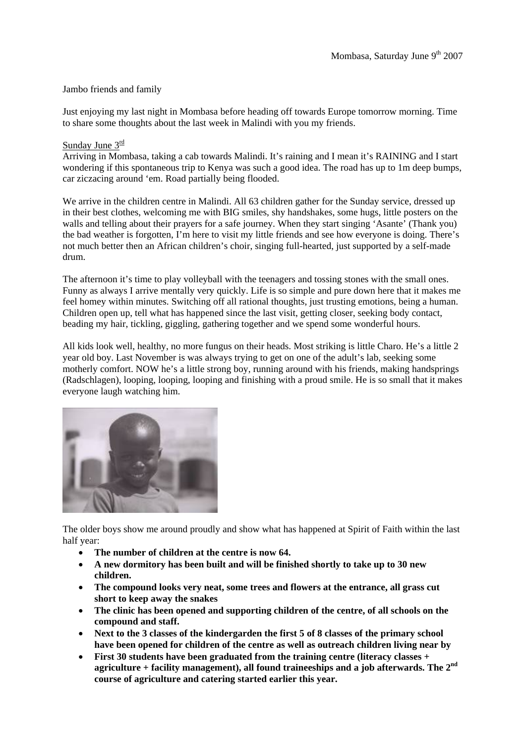Mombasa, Saturday June 9th 2007

Jambo friends and family

Just enjoying my last night in Mombasa before heading off towards Europe tomorrow morning. Time to share some thoughts about the last week in Malindi with you my friends.

Sunday June 3rd

Arriving in Mombasa, taking a cab towards Malindi. It's raining and I mean it's RAINING and I start wondering if this spontaneous trip to Kenya was such a good idea. The road has up to 1m deep bumps, car ziczacing around 'em. Road partially being flooded.

We arrive in the children centre in Malindi. All 63 children gather for the Sunday service, dressed up in their best clothes, welcoming me with BIG smiles, shy handshakes, some hugs, little posters on the walls and telling about their prayers for a safe journey. When they start singing 'Asante' (Thank you) the bad weather is forgotten, I'm here to visit my little friends and see how everyone is doing. There's not much better then an African children's choir, singing full-hearted, just supported by a self-made drum.

The afternoon it's time to play volleyball with the teenagers and tossing stones with the small ones. Funny as always I arrive mentally very quickly. Life is so simple and pure down here that it makes me feel homey within minutes. Switching off all rational thoughts, just trusting emotions, being a human. Children open up, tell what has happened since the last visit, getting closer, seeking body contact, beading my hair, tickling, giggling, gathering together and we spend some wonderful hours.

All kids look well, healthy, no more fungus on their heads. Most striking is little Charo. He's a little 2 year old boy. Last November is was always trying to get on one of the adult's lab, seeking some motherly comfort. NOW he's a little strong boy, running around with his friends, making handsprings (Radschlagen), looping, looping, looping and finishing with a proud smile. He is so small that it makes everyone laugh watching him.

The older boys show me around proudly and show what has happened at Spirit of Faith within the last half year:

- **The number of children at the centre is now 64.**
- **A new dormitory has been built and will be finished shortly to take up to 30 new children.**
- **The compound looks very neat, some trees and flowers at the entrance, all grass cut short to keep away the snakes**
- **The clinic has been opened and supporting children of the centre, of all schools on the compound and staff.**
- **Next to the 3 classes of the kindergarden the first 5 of 8 classes of the primary school have been opened for children of the centre as well as outreach children living near by**
- **First 30 students have been graduated from the training centre (literacy classes + agriculture + facility management), all found traineeships and a job afterwards. The 2nd course of agriculture and catering started earlier this year.**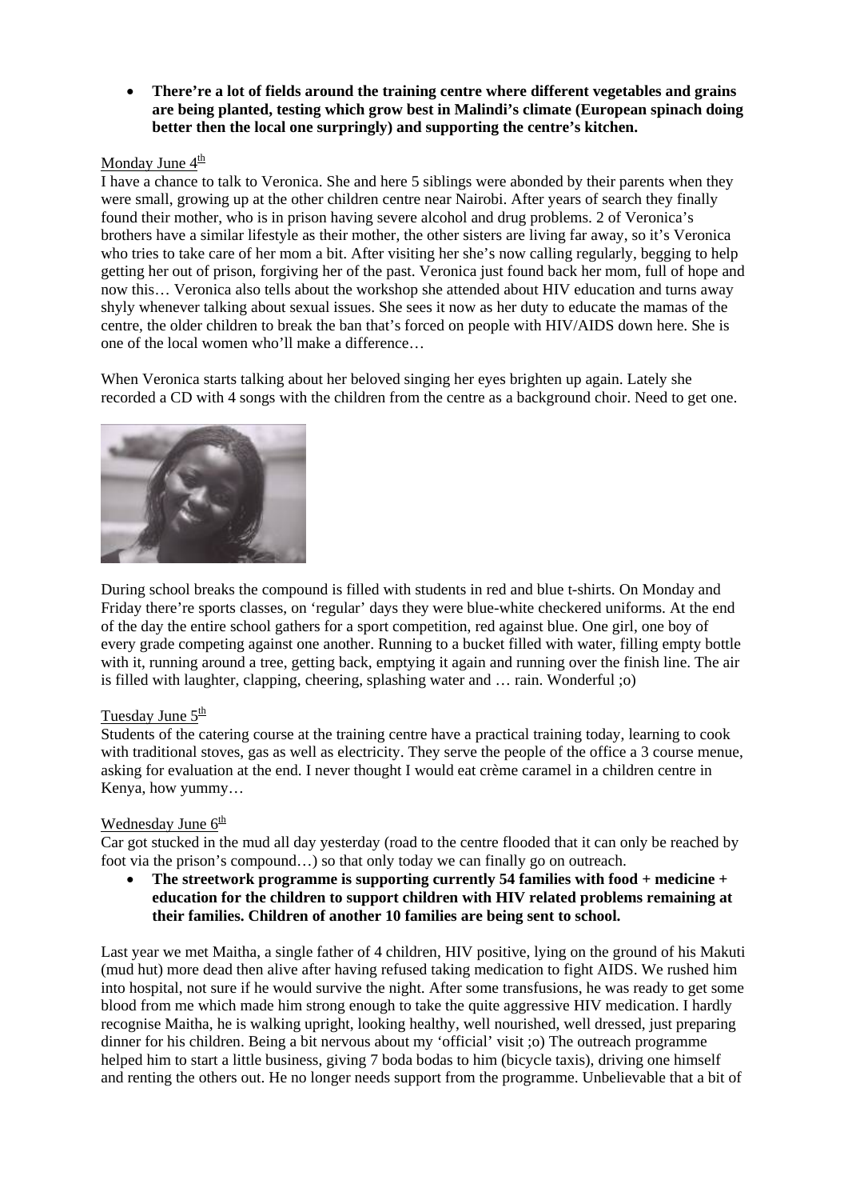- **There're a lot of fields around the training centre where different vegetables and grains are being planted, testing which grow best in Malindi's climate (European spinach doing better then the local one surpringly) and supporting the centre's kitchen.**

Monday June 4th

I have a chance to talk to Veronica. She and here 5 siblings were abonded by their parents when they were small, growing up at the other children centre near Nairobi. After years of search they finally found their mother, who is in prison having severe alcohol and drug problems. 2 of Veronica's brothers have a similar lifestyle as their mother, the other sisters are living far away, so it's Veronica who tries to take care of her mom a bit. After visiting her she's now calling regularly, begging to help getting her out of prison, forgiving her of the past. Veronica just found back her mom, full of hope and now this… Veronica also tells about the workshop she attended about HIV education and turns away shyly whenever talking about sexual issues. She sees it now as her duty to educate the mamas of the centre, the older children to break the ban that's forced on people with HIV/AIDS down here. She is one of the local women who'll make a difference…

When Veronica starts talking about her beloved singing her eyes brighten up again. Lately she recorded a CD with 4 songs with the children from the centre as a background choir. Need to get one.

During school breaks the compound is filled with students in red and blue t-shirts. On Monday and Friday there're sports classes, on 'regular' days they were blue-white checkered uniforms. At the end of the day the entire school gathers for a sport competition, red against blue. One girl, one boy of every grade competing against one another. Running to a bucket filled with water, filling empty bottle with it, running around a tree, getting back, emptying it again and running over the finish line. The air is filled with laughter, clapping, cheering, splashing water and … rain. Wonderful ;o)

Tuesday June 5th

Students of the catering course at the training centre have a practical training today, learning to cook with traditional stoves, gas as well as electricity. They serve the people of the office a 3 course menue, asking for evaluation at the end. I never thought I would eat crème caramel in a children centre in Kenya, how yummy…

Wednesday June 6th

Car got stucked in the mud all day yesterday (road to the centre flooded that it can only be reached by foot via the prison's compound…) so that only today we can finally go on outreach.

- **The streetwork programme is supporting currently 54 families with food + medicine + education for the children to support children with HIV related problems remaining at their families. Children of another 10 families are being sent to school.**

Last year we met Maitha, a single father of 4 children, HIV positive, lying on the ground of his Makuti (mud hut) more dead then alive after having refused taking medication to fight AIDS. We rushed him into hospital, not sure if he would survive the night. After some transfusions, he was ready to get some blood from me which made him strong enough to take the quite aggressive HIV medication. I hardly recognise Maitha, he is walking upright, looking healthy, well nourished, well dressed, just preparing dinner for his children. Being a bit nervous about my 'official' visit ;o) The outreach programme helped him to start a little business, giving 7 boda bodas to him (bicycle taxis), driving one himself and renting the others out. He no longer needs support from the programme. Unbelievable that a bit of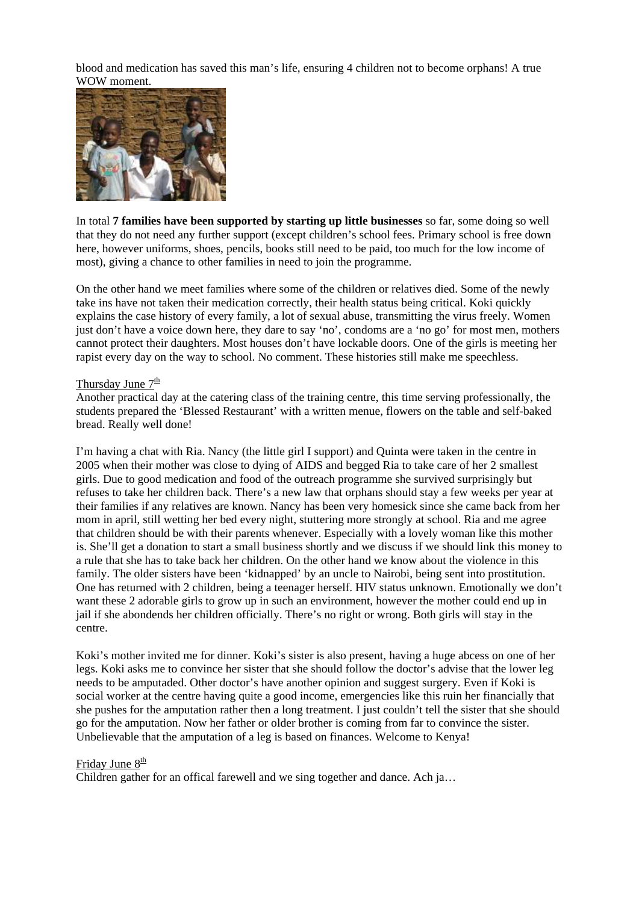blood and medication has saved this man's life, ensuring 4 children not to become orphans! A true WOW moment.

In total **7 families have been supported by starting up little businesses** so far, some doing so well that they do not need any further support (except children's school fees. Primary school is free down here, however uniforms, shoes, pencils, books still need to be paid, too much for the low income of most), giving a chance to other families in need to join the programme.

On the other hand we meet families where some of the children or relatives died. Some of the newly take ins have not taken their medication correctly, their health status being critical. Koki quickly explains the case history of every family, a lot of sexual abuse, transmitting the virus freely. Women just don't have a voice down here, they dare to say 'no', condoms are a 'no go' for most men, mothers cannot protect their daughters. Most houses don't have lockable doors. One of the girls is meeting her rapist every day on the way to school. No comment. These histories still make me speechless.

Thursday June 7th

Another practical day at the catering class of the training centre, this time serving professionally, the students prepared the 'Blessed Restaurant' with a written menue, flowers on the table and self-baked bread. Really well done!

I'm having a chat with Ria. Nancy (the little girl I support) and Quinta were taken in the centre in 2005 when their mother was close to dying of AIDS and begged Ria to take care of her 2 smallest girls. Due to good medication and food of the outreach programme she survived surprisingly but refuses to take her children back. There's a new law that orphans should stay a few weeks per year at their families if any relatives are known. Nancy has been very homesick since she came back from her mom in april, still wetting her bed every night, stuttering more strongly at school. Ria and me agree that children should be with their parents whenever. Especially with a lovely woman like this mother is. She'll get a donation to start a small business shortly and we discuss if we should link this money to a rule that she has to take back her children. On the other hand we know about the violence in this family. The older sisters have been 'kidnapped' by an uncle to Nairobi, being sent into prostitution. One has returned with 2 children, being a teenager herself. HIV status unknown. Emotionally we don't want these 2 adorable girls to grow up in such an environment, however the mother could end up in jail if she abondends her children officially. There's no right or wrong. Both girls will stay in the centre.

Koki's mother invited me for dinner. Koki's sister is also present, having a huge abcess on one of her legs. Koki asks me to convince her sister that she should follow the doctor's advise that the lower leg needs to be amputaded. Other doctor's have another opinion and suggest surgery. Even if Koki is social worker at the centre having quite a good income, emergencies like this ruin her financially that she pushes for the amputation rather then a long treatment. I just couldn't tell the sister that she should go for the amputation. Now her father or older brother is coming from far to convince the sister. Unbelievable that the amputation of a leg is based on finances. Welcome to Kenya!

Friday June 8th

Children gather for an offical farewell and we sing together and dance. Ach ja…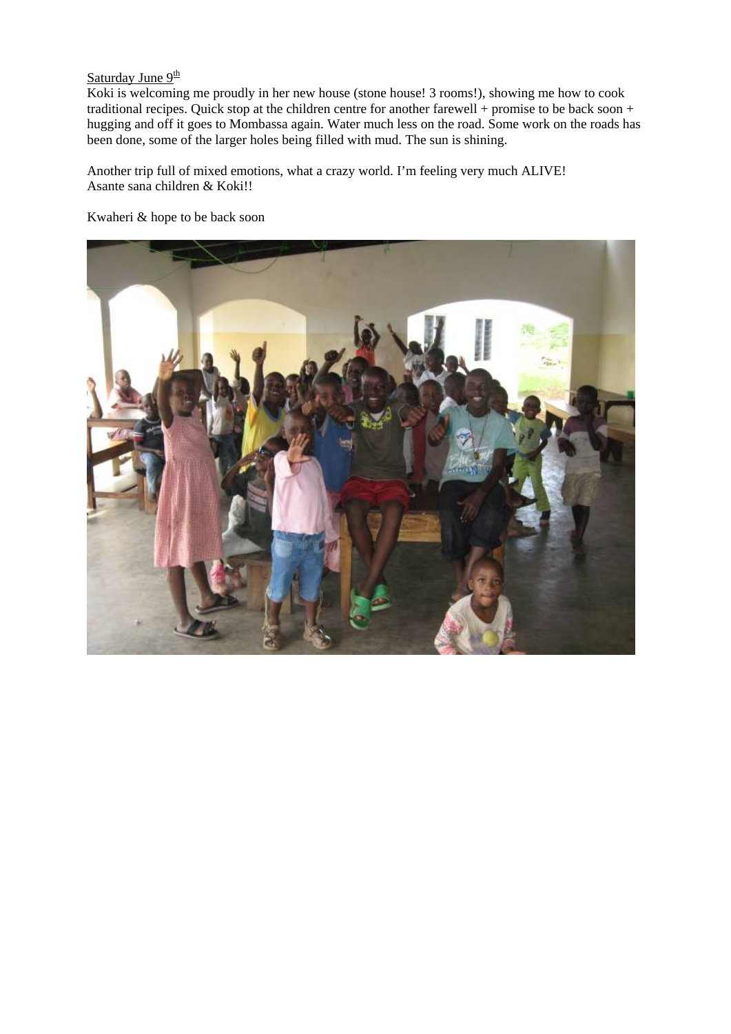Saturday June 9th

Koki is welcoming me proudly in her new house (stone house! 3 rooms!), showing me how to cook traditional recipes. Quick stop at the children centre for another farewell + promise to be back soon + hugging and off it goes to Mombassa again. Water much less on the road. Some work on the roads has been done, some of the larger holes being filled with mud. The sun is shining.

Another trip full of mixed emotions, what a crazy world. I'm feeling very much ALIVE!
Asante sana children & Koki!!

Kwaheri & hope to be back soon